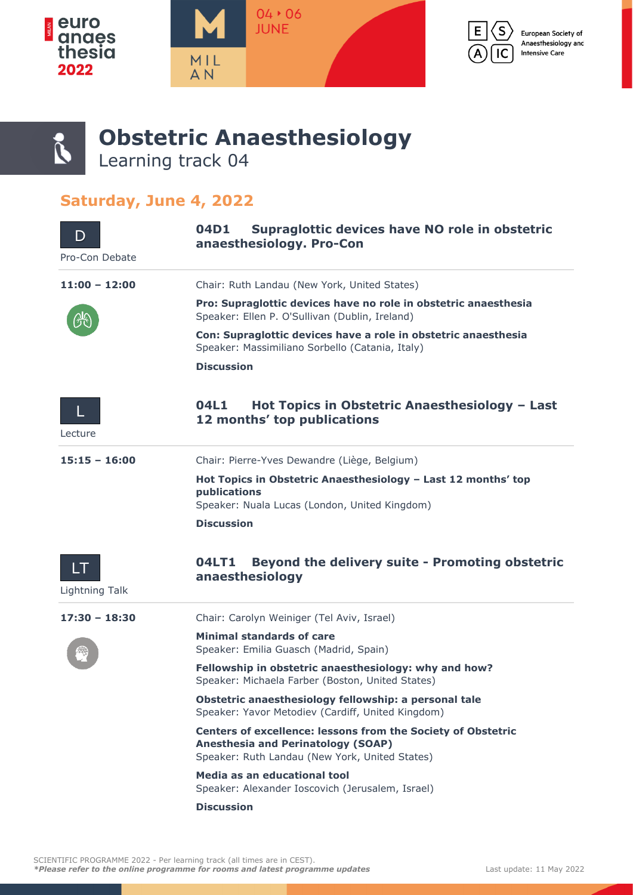# Obstetric Anaesthesiology

Learning track 04

## Saturday, June 4, 2022

### D — Pro-Con Debate

**04D1 Supraglottic devices have NO role in obstetric anaesthesiology. Pro-Con**

**11:00 – 12:00**

Chair: Ruth Landau (New York, United States)

**Pro: Supraglottic devices have no role in obstetric anaesthesia**
Speaker: Ellen P. O'Sullivan (Dublin, Ireland)

**Con: Supraglottic devices have a role in obstetric anaesthesia**
Speaker: Massimiliano Sorbello (Catania, Italy)

**Discussion**

### L — Lecture

**04L1 Hot Topics in Obstetric Anaesthesiology – Last 12 months' top publications**

**15:15 – 16:00**

Chair: Pierre-Yves Dewandre (Liège, Belgium)

**Hot Topics in Obstetric Anaesthesiology – Last 12 months' top publications**
Speaker: Nuala Lucas (London, United Kingdom)

**Discussion**

### LT — Lightning Talk

**04LT1 Beyond the delivery suite - Promoting obstetric anaesthesiology**

**17:30 – 18:30**

Chair: Carolyn Weiniger (Tel Aviv, Israel)

**Minimal standards of care**
Speaker: Emilia Guasch (Madrid, Spain)

**Fellowship in obstetric anaesthesiology: why and how?**
Speaker: Michaela Farber (Boston, United States)

**Obstetric anaesthesiology fellowship: a personal tale**
Speaker: Yavor Metodiev (Cardiff, United Kingdom)

**Centers of excellence: lessons from the Society of Obstetric Anesthesia and Perinatology (SOAP)**
Speaker: Ruth Landau (New York, United States)

**Media as an educational tool**
Speaker: Alexander Ioscovich (Jerusalem, Israel)

**Discussion**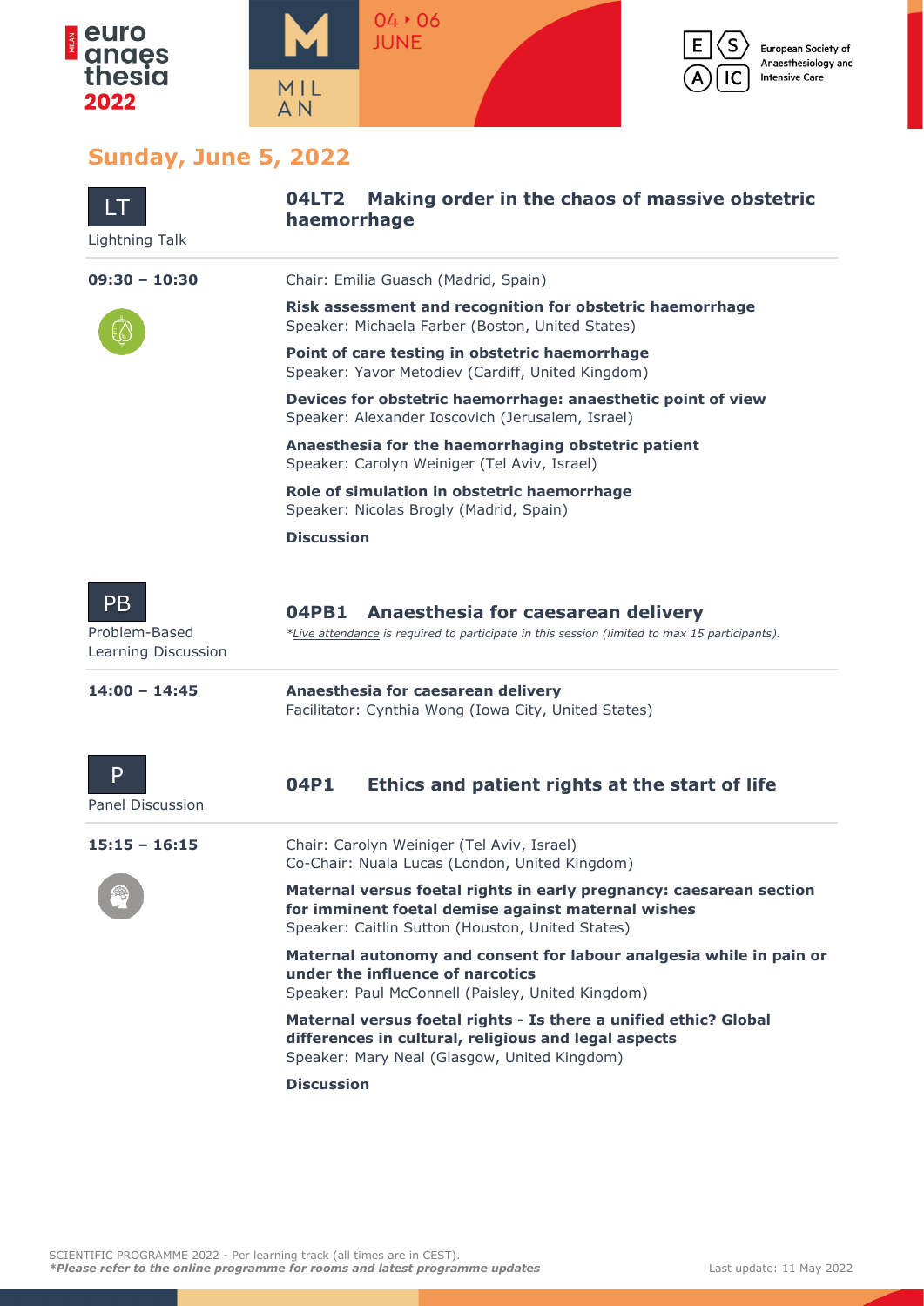## Sunday, June 5, 2022

**LT** Lightning Talk

### 04LT2 Making order in the chaos of massive obstetric haemorrhage

**09:30 – 10:30**

Chair: Emilia Guasch (Madrid, Spain)

**Risk assessment and recognition for obstetric haemorrhage**
Speaker: Michaela Farber (Boston, United States)

**Point of care testing in obstetric haemorrhage**
Speaker: Yavor Metodiev (Cardiff, United Kingdom)

**Devices for obstetric haemorrhage: anaesthetic point of view**
Speaker: Alexander Ioscovich (Jerusalem, Israel)

**Anaesthesia for the haemorrhaging obstetric patient**
Speaker: Carolyn Weiniger (Tel Aviv, Israel)

**Role of simulation in obstetric haemorrhage**
Speaker: Nicolas Brogly (Madrid, Spain)

**Discussion**

**PB** Problem-Based Learning Discussion

### 04PB1 Anaesthesia for caesarean delivery

*\*Live attendance is required to participate in this session (limited to max 15 participants).*

**14:00 – 14:45**

**Anaesthesia for caesarean delivery**
Facilitator: Cynthia Wong (Iowa City, United States)

**P** Panel Discussion

### 04P1 Ethics and patient rights at the start of life

**15:15 – 16:15**

Chair: Carolyn Weiniger (Tel Aviv, Israel)
Co-Chair: Nuala Lucas (London, United Kingdom)

**Maternal versus foetal rights in early pregnancy: caesarean section for imminent foetal demise against maternal wishes**
Speaker: Caitlin Sutton (Houston, United States)

**Maternal autonomy and consent for labour analgesia while in pain or under the influence of narcotics**
Speaker: Paul McConnell (Paisley, United Kingdom)

**Maternal versus foetal rights - Is there a unified ethic? Global differences in cultural, religious and legal aspects**
Speaker: Mary Neal (Glasgow, United Kingdom)

**Discussion**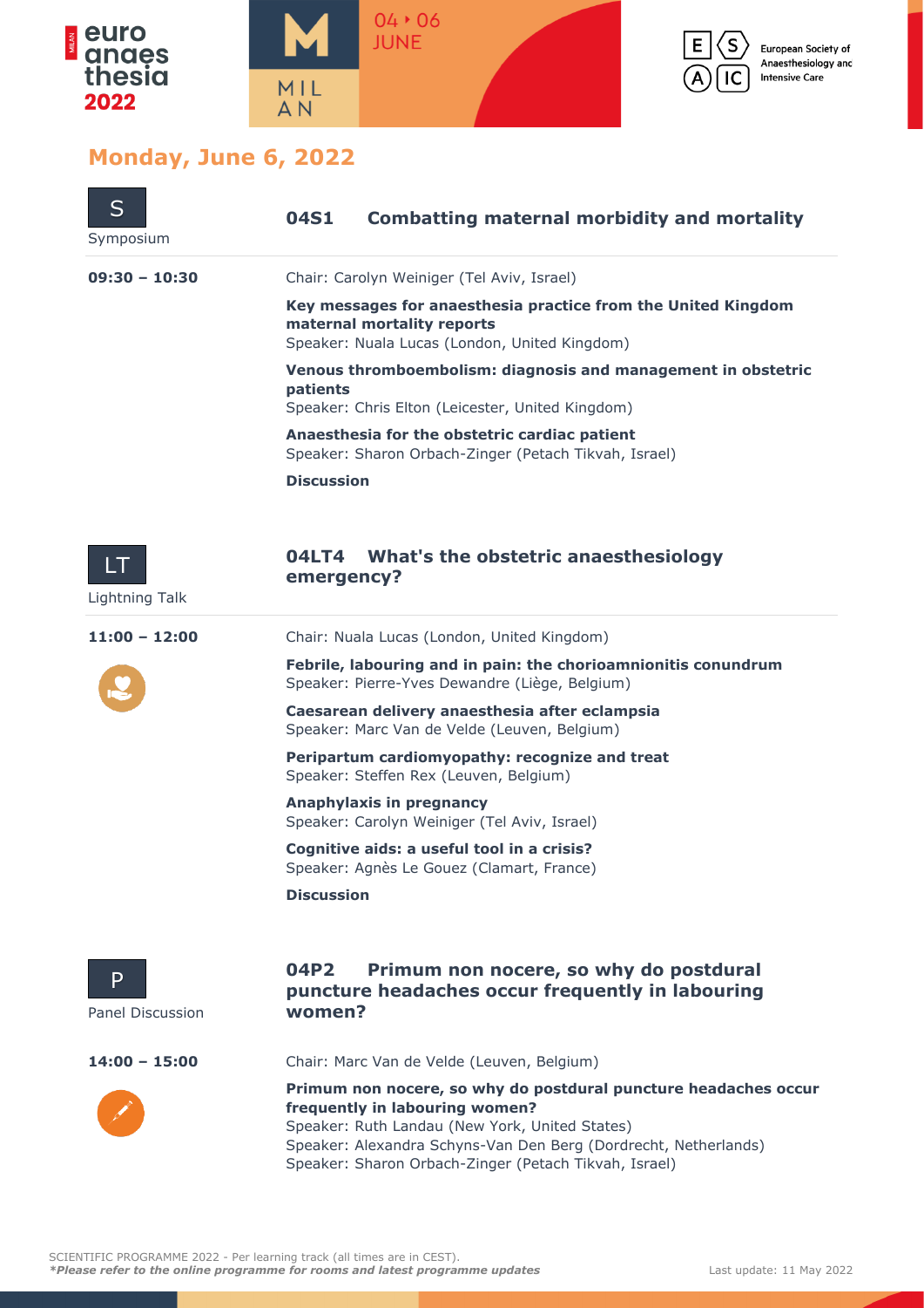## Monday, June 6, 2022

S

Symposium

### 04S1 Combatting maternal morbidity and mortality

**09:30 – 10:30**

Chair: Carolyn Weiniger (Tel Aviv, Israel)

**Key messages for anaesthesia practice from the United Kingdom maternal mortality reports**
Speaker: Nuala Lucas (London, United Kingdom)

**Venous thromboembolism: diagnosis and management in obstetric patients**
Speaker: Chris Elton (Leicester, United Kingdom)

**Anaesthesia for the obstetric cardiac patient**
Speaker: Sharon Orbach-Zinger (Petach Tikvah, Israel)

**Discussion**

LT

Lightning Talk

### 04LT4 What's the obstetric anaesthesiology emergency?

**11:00 – 12:00**

Chair: Nuala Lucas (London, United Kingdom)

**Febrile, labouring and in pain: the chorioamnionitis conundrum**
Speaker: Pierre-Yves Dewandre (Liège, Belgium)

**Caesarean delivery anaesthesia after eclampsia**
Speaker: Marc Van de Velde (Leuven, Belgium)

**Peripartum cardiomyopathy: recognize and treat**
Speaker: Steffen Rex (Leuven, Belgium)

**Anaphylaxis in pregnancy**
Speaker: Carolyn Weiniger (Tel Aviv, Israel)

**Cognitive aids: a useful tool in a crisis?**
Speaker: Agnès Le Gouez (Clamart, France)

**Discussion**

P

Panel Discussion

### 04P2 Primum non nocere, so why do postdural puncture headaches occur frequently in labouring women?

**14:00 – 15:00**

Chair: Marc Van de Velde (Leuven, Belgium)

**Primum non nocere, so why do postdural puncture headaches occur frequently in labouring women?**
Speaker: Ruth Landau (New York, United States)
Speaker: Alexandra Schyns-Van Den Berg (Dordrecht, Netherlands)
Speaker: Sharon Orbach-Zinger (Petach Tikvah, Israel)